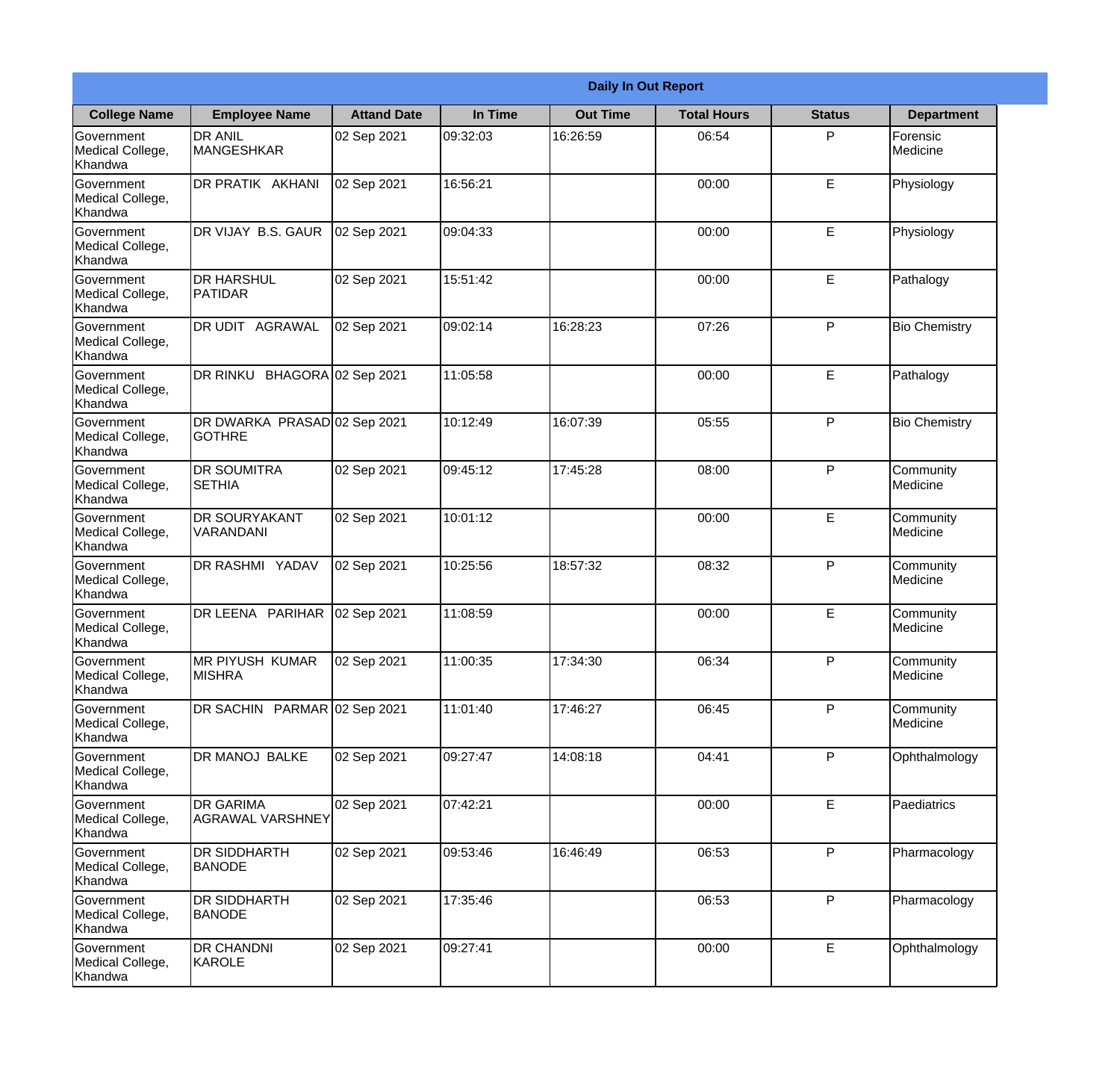**Daily In Out Report**

| College Name | Employee Name | Attand Date | In Time | Out Time | Total Hours | Status | Department |
|---|---|---|---|---|---|---|---|
| Government Medical College, Khandwa | DR ANIL MANGESHKAR | 02 Sep 2021 | 09:32:03 | 16:26:59 | 06:54 | P | Forensic Medicine |
| Government Medical College, Khandwa | DR PRATIK AKHANI | 02 Sep 2021 | 16:56:21 | | 00:00 | E | Physiology |
| Government Medical College, Khandwa | DR VIJAY B.S. GAUR | 02 Sep 2021 | 09:04:33 | | 00:00 | E | Physiology |
| Government Medical College, Khandwa | DR HARSHUL PATIDAR | 02 Sep 2021 | 15:51:42 | | 00:00 | E | Pathalogy |
| Government Medical College, Khandwa | DR UDIT AGRAWAL | 02 Sep 2021 | 09:02:14 | 16:28:23 | 07:26 | P | Bio Chemistry |
| Government Medical College, Khandwa | DR RINKU BHAGORA | 02 Sep 2021 | 11:05:58 | | 00:00 | E | Pathalogy |
| Government Medical College, Khandwa | DR DWARKA PRASAD GOTHRE | 02 Sep 2021 | 10:12:49 | 16:07:39 | 05:55 | P | Bio Chemistry |
| Government Medical College, Khandwa | DR SOUMITRA SETHIA | 02 Sep 2021 | 09:45:12 | 17:45:28 | 08:00 | P | Community Medicine |
| Government Medical College, Khandwa | DR SOURYAKANT VARANDANI | 02 Sep 2021 | 10:01:12 | | 00:00 | E | Community Medicine |
| Government Medical College, Khandwa | DR RASHMI YADAV | 02 Sep 2021 | 10:25:56 | 18:57:32 | 08:32 | P | Community Medicine |
| Government Medical College, Khandwa | DR LEENA PARIHAR | 02 Sep 2021 | 11:08:59 | | 00:00 | E | Community Medicine |
| Government Medical College, Khandwa | MR PIYUSH KUMAR MISHRA | 02 Sep 2021 | 11:00:35 | 17:34:30 | 06:34 | P | Community Medicine |
| Government Medical College, Khandwa | DR SACHIN PARMAR | 02 Sep 2021 | 11:01:40 | 17:46:27 | 06:45 | P | Community Medicine |
| Government Medical College, Khandwa | DR MANOJ BALKE | 02 Sep 2021 | 09:27:47 | 14:08:18 | 04:41 | P | Ophthalmology |
| Government Medical College, Khandwa | DR GARIMA AGRAWAL VARSHNEY | 02 Sep 2021 | 07:42:21 | | 00:00 | E | Paediatrics |
| Government Medical College, Khandwa | DR SIDDHARTH BANODE | 02 Sep 2021 | 09:53:46 | 16:46:49 | 06:53 | P | Pharmacology |
| Government Medical College, Khandwa | DR SIDDHARTH BANODE | 02 Sep 2021 | 17:35:46 | | 06:53 | P | Pharmacology |
| Government Medical College, Khandwa | DR CHANDNI KAROLE | 02 Sep 2021 | 09:27:41 | | 00:00 | E | Ophthalmology |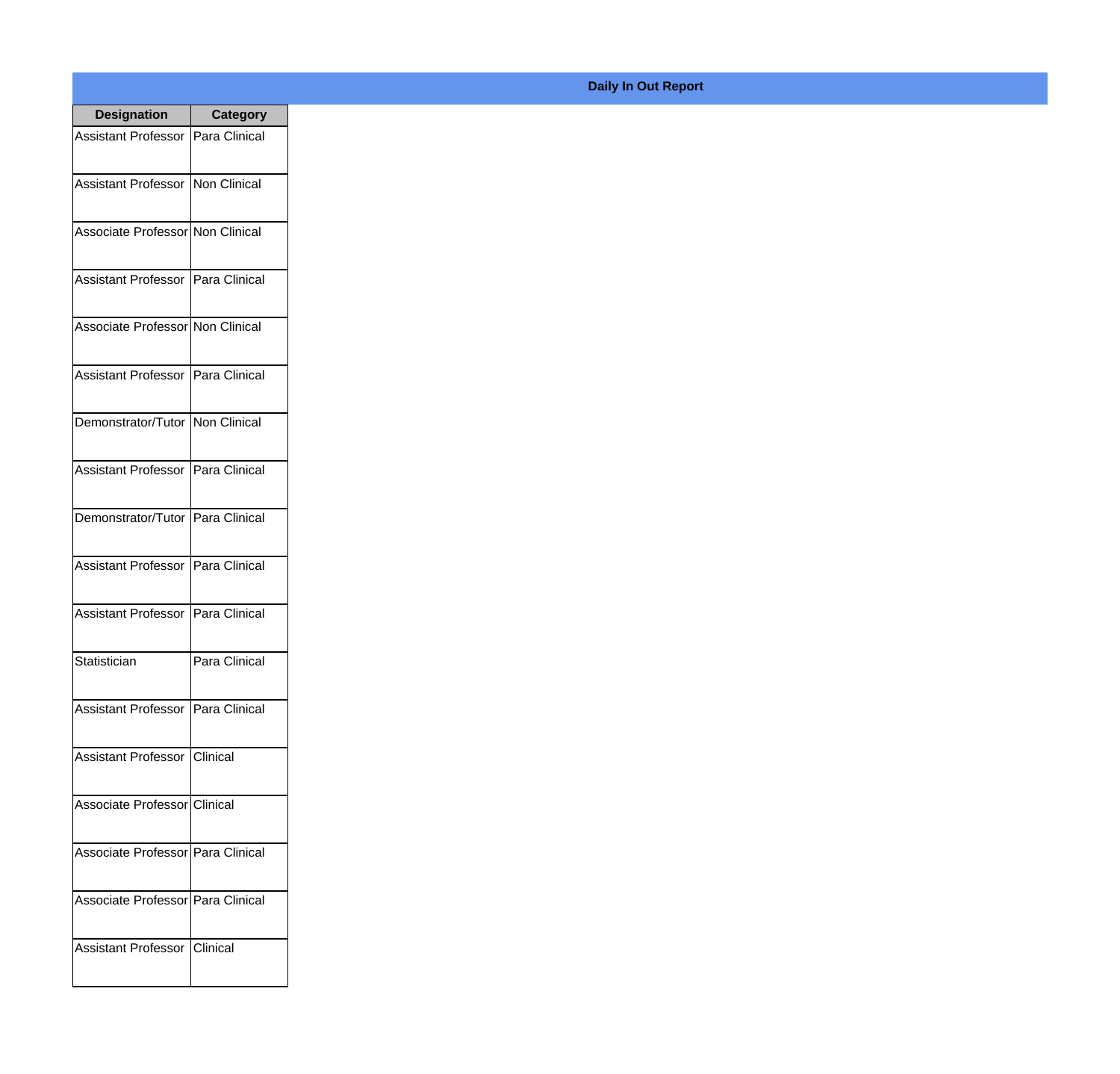## Daily In Out Report

| Designation | Category |
|---|---|
| Assistant Professor | Para Clinical |
| Assistant Professor | Non Clinical |
| Associate Professor | Non Clinical |
| Assistant Professor | Para Clinical |
| Associate Professor | Non Clinical |
| Assistant Professor | Para Clinical |
| Demonstrator/Tutor | Non Clinical |
| Assistant Professor | Para Clinical |
| Demonstrator/Tutor | Para Clinical |
| Assistant Professor | Para Clinical |
| Assistant Professor | Para Clinical |
| Statistician | Para Clinical |
| Assistant Professor | Para Clinical |
| Assistant Professor | Clinical |
| Associate Professor | Clinical |
| Associate Professor | Para Clinical |
| Associate Professor | Para Clinical |
| Assistant Professor | Clinical |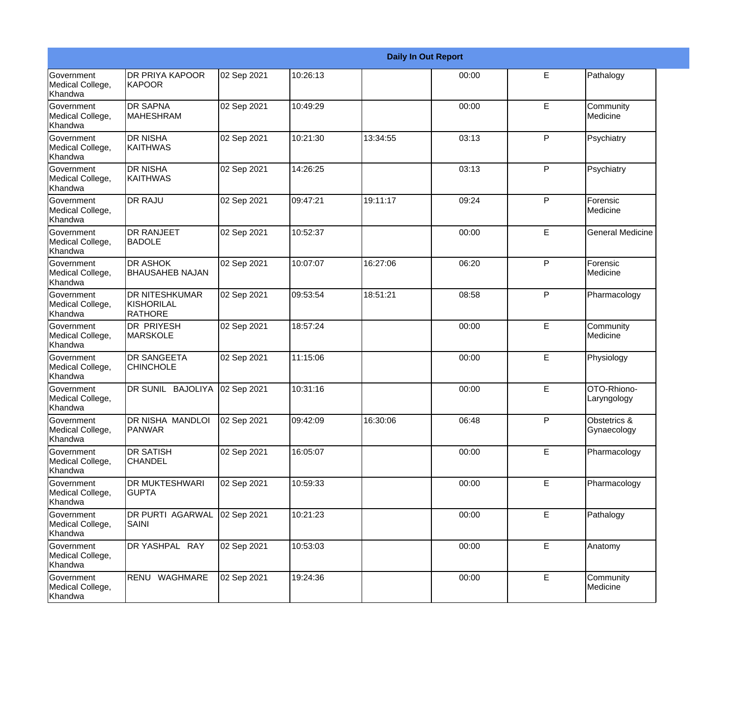| Daily In Out Report | | | | | | | |
|---|---|---|---|---|---|---|---|
| Government Medical College, Khandwa | DR PRIYA KAPOOR KAPOOR | 02 Sep 2021 | 10:26:13 | | 00:00 | E | Pathalogy |
| Government Medical College, Khandwa | DR SAPNA MAHESHRAM | 02 Sep 2021 | 10:49:29 | | 00:00 | E | Community Medicine |
| Government Medical College, Khandwa | DR NISHA KAITHWAS | 02 Sep 2021 | 10:21:30 | 13:34:55 | 03:13 | P | Psychiatry |
| Government Medical College, Khandwa | DR NISHA KAITHWAS | 02 Sep 2021 | 14:26:25 | | 03:13 | P | Psychiatry |
| Government Medical College, Khandwa | DR RAJU | 02 Sep 2021 | 09:47:21 | 19:11:17 | 09:24 | P | Forensic Medicine |
| Government Medical College, Khandwa | DR RANJEET BADOLE | 02 Sep 2021 | 10:52:37 | | 00:00 | E | General Medicine |
| Government Medical College, Khandwa | DR ASHOK BHAUSAHEB NAJAN | 02 Sep 2021 | 10:07:07 | 16:27:06 | 06:20 | P | Forensic Medicine |
| Government Medical College, Khandwa | DR NITESHKUMAR KISHORILAL RATHORE | 02 Sep 2021 | 09:53:54 | 18:51:21 | 08:58 | P | Pharmacology |
| Government Medical College, Khandwa | DR PRIYESH MARSKOLE | 02 Sep 2021 | 18:57:24 | | 00:00 | E | Community Medicine |
| Government Medical College, Khandwa | DR SANGEETA CHINCHOLE | 02 Sep 2021 | 11:15:06 | | 00:00 | E | Physiology |
| Government Medical College, Khandwa | DR SUNIL BAJOLIYA | 02 Sep 2021 | 10:31:16 | | 00:00 | E | OTO-Rhiono-Laryngology |
| Government Medical College, Khandwa | DR NISHA MANDLOI PANWAR | 02 Sep 2021 | 09:42:09 | 16:30:06 | 06:48 | P | Obstetrics & Gynaecology |
| Government Medical College, Khandwa | DR SATISH CHANDEL | 02 Sep 2021 | 16:05:07 | | 00:00 | E | Pharmacology |
| Government Medical College, Khandwa | DR MUKTESHWARI GUPTA | 02 Sep 2021 | 10:59:33 | | 00:00 | E | Pharmacology |
| Government Medical College, Khandwa | DR PURTI AGARWAL SAINI | 02 Sep 2021 | 10:21:23 | | 00:00 | E | Pathalogy |
| Government Medical College, Khandwa | DR YASHPAL RAY | 02 Sep 2021 | 10:53:03 | | 00:00 | E | Anatomy |
| Government Medical College, Khandwa | RENU WAGHMARE | 02 Sep 2021 | 19:24:36 | | 00:00 | E | Community Medicine |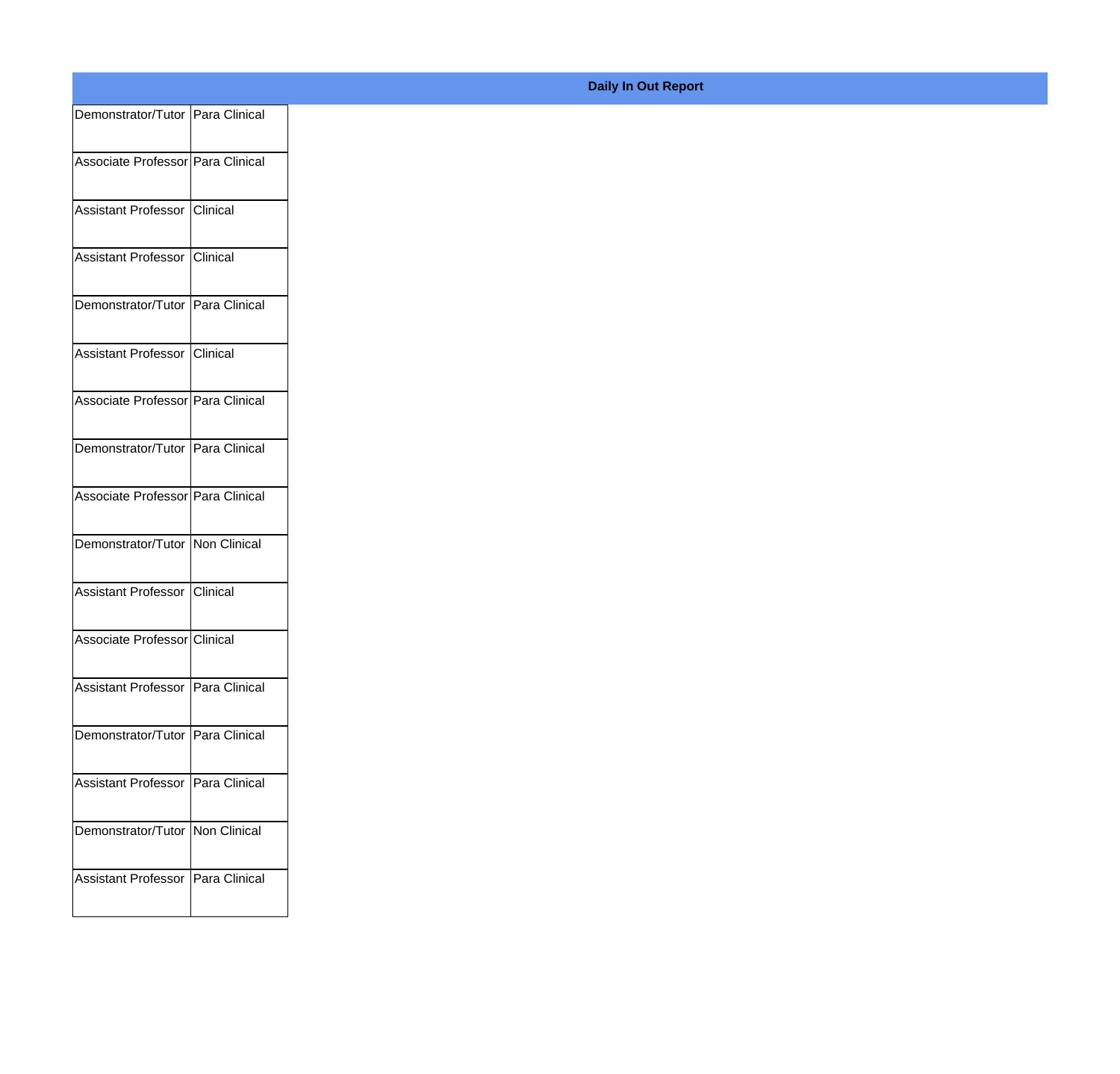**Daily In Out Report**

| | |
|---|---|
| Demonstrator/Tutor | Para Clinical |
| Associate Professor | Para Clinical |
| Assistant Professor | Clinical |
| Assistant Professor | Clinical |
| Demonstrator/Tutor | Para Clinical |
| Assistant Professor | Clinical |
| Associate Professor | Para Clinical |
| Demonstrator/Tutor | Para Clinical |
| Associate Professor | Para Clinical |
| Demonstrator/Tutor | Non Clinical |
| Assistant Professor | Clinical |
| Associate Professor | Clinical |
| Assistant Professor | Para Clinical |
| Demonstrator/Tutor | Para Clinical |
| Assistant Professor | Para Clinical |
| Demonstrator/Tutor | Non Clinical |
| Assistant Professor | Para Clinical |